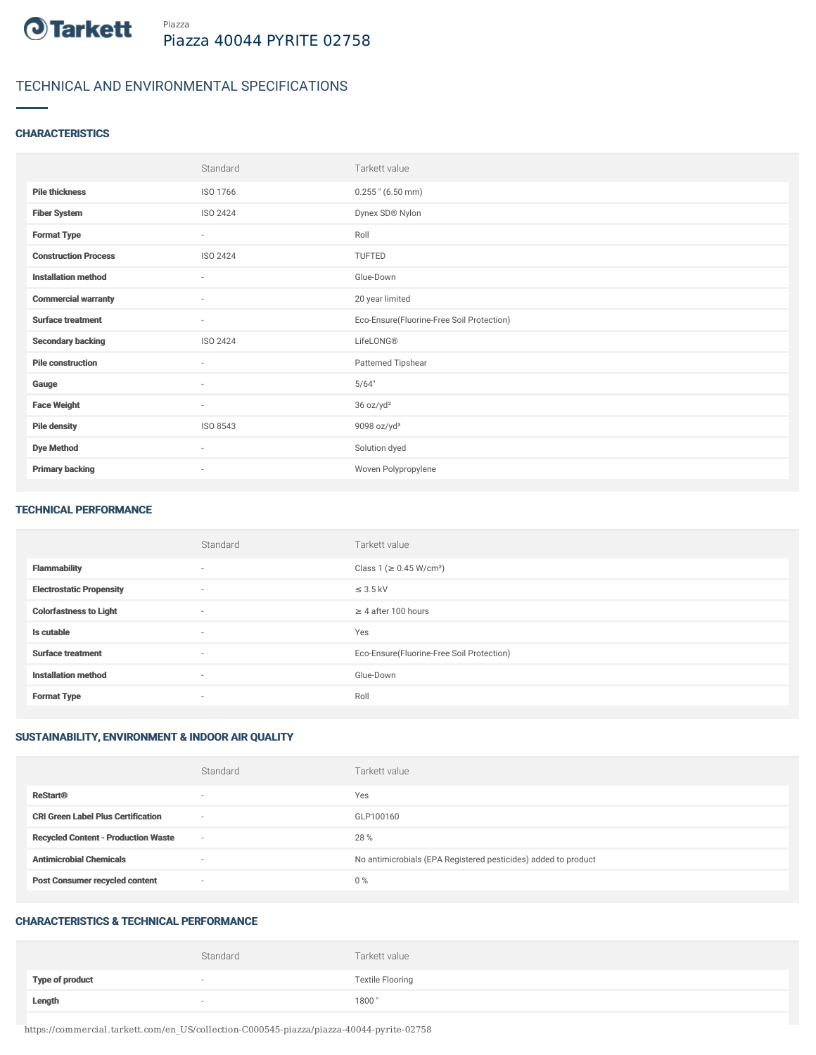Piazza

# Piazza 40044 PYRITE 02758

## TECHNICAL AND ENVIRONMENTAL SPECIFICATIONS

### CHARACTERISTICS

| | Standard | Tarkett value |
|---|---|---|
| **Pile thickness** | ISO 1766 | 0.255 " (6.50 mm) |
| **Fiber System** | ISO 2424 | Dynex SD® Nylon |
| **Format Type** | - | Roll |
| **Construction Process** | ISO 2424 | TUFTED |
| **Installation method** | - | Glue-Down |
| **Commercial warranty** | - | 20 year limited |
| **Surface treatment** | - | Eco-Ensure(Fluorine-Free Soil Protection) |
| **Secondary backing** | ISO 2424 | LifeLONG® |
| **Pile construction** | - | Patterned Tipshear |
| **Gauge** | - | 5/64" |
| **Face Weight** | - | 36 oz/yd² |
| **Pile density** | ISO 8543 | 9098 oz/yd³ |
| **Dye Method** | - | Solution dyed |
| **Primary backing** | - | Woven Polypropylene |

### TECHNICAL PERFORMANCE

| | Standard | Tarkett value |
|---|---|---|
| **Flammability** | - | Class 1 (≥ 0.45 W/cm²) |
| **Electrostatic Propensity** | - | ≤ 3.5 kV |
| **Colorfastness to Light** | - | ≥ 4 after 100 hours |
| **Is cutable** | - | Yes |
| **Surface treatment** | - | Eco-Ensure(Fluorine-Free Soil Protection) |
| **Installation method** | - | Glue-Down |
| **Format Type** | - | Roll |

### SUSTAINABILITY, ENVIRONMENT & INDOOR AIR QUALITY

| | Standard | Tarkett value |
|---|---|---|
| **ReStart®** | - | Yes |
| **CRI Green Label Plus Certification** | - | GLP100160 |
| **Recycled Content - Production Waste** | - | 28 % |
| **Antimicrobial Chemicals** | - | No antimicrobials (EPA Registered pesticides) added to product |
| **Post Consumer recycled content** | - | 0 % |

### CHARACTERISTICS & TECHNICAL PERFORMANCE

| | Standard | Tarkett value |
|---|---|---|
| **Type of product** | - | Textile Flooring |
| **Length** | - | 1800 " |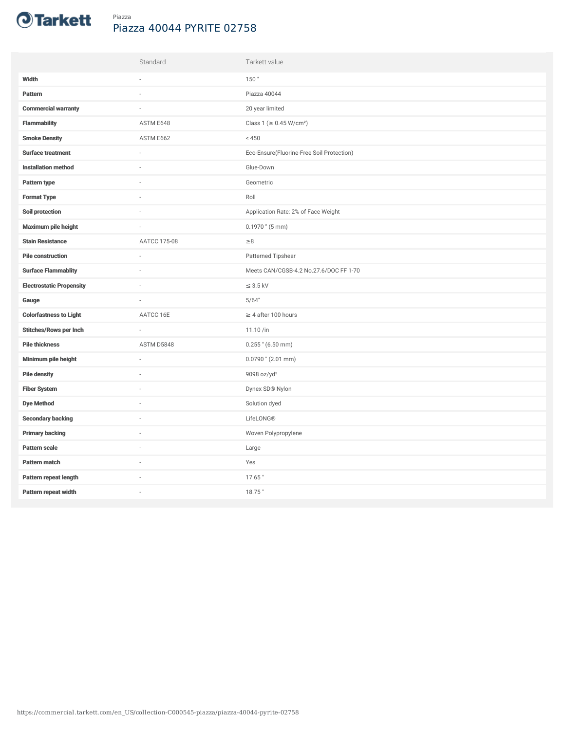Piazza

# Piazza 40044 PYRITE 02758

| | Standard | Tarkett value |
|---|---|---|
| **Width** | - | 150 " |
| **Pattern** | - | Piazza 40044 |
| **Commercial warranty** | - | 20 year limited |
| **Flammability** | ASTM E648 | Class 1 (≥ 0.45 W/cm²) |
| **Smoke Density** | ASTM E662 | < 450 |
| **Surface treatment** | - | Eco-Ensure(Fluorine-Free Soil Protection) |
| **Installation method** | - | Glue-Down |
| **Pattern type** | - | Geometric |
| **Format Type** | - | Roll |
| **Soil protection** | - | Application Rate: 2% of Face Weight |
| **Maximum pile height** | - | 0.1970 " (5 mm) |
| **Stain Resistance** | AATCC 175-08 | ≥8 |
| **Pile construction** | - | Patterned Tipshear |
| **Surface Flammablity** | - | Meets CAN/CGSB-4.2 No.27.6/DOC FF 1-70 |
| **Electrostatic Propensity** | - | ≤ 3.5 kV |
| **Gauge** | - | 5/64" |
| **Colorfastness to Light** | AATCC 16E | ≥ 4 after 100 hours |
| **Stitches/Rows per Inch** | - | 11.10 /in |
| **Pile thickness** | ASTM D5848 | 0.255 " (6.50 mm) |
| **Minimum pile height** | - | 0.0790 " (2.01 mm) |
| **Pile density** | - | 9098 oz/yd³ |
| **Fiber System** | - | Dynex SD® Nylon |
| **Dye Method** | - | Solution dyed |
| **Secondary backing** | - | LifeLONG® |
| **Primary backing** | - | Woven Polypropylene |
| **Pattern scale** | - | Large |
| **Pattern match** | - | Yes |
| **Pattern repeat length** | - | 17.65 " |
| **Pattern repeat width** | - | 18.75 " |